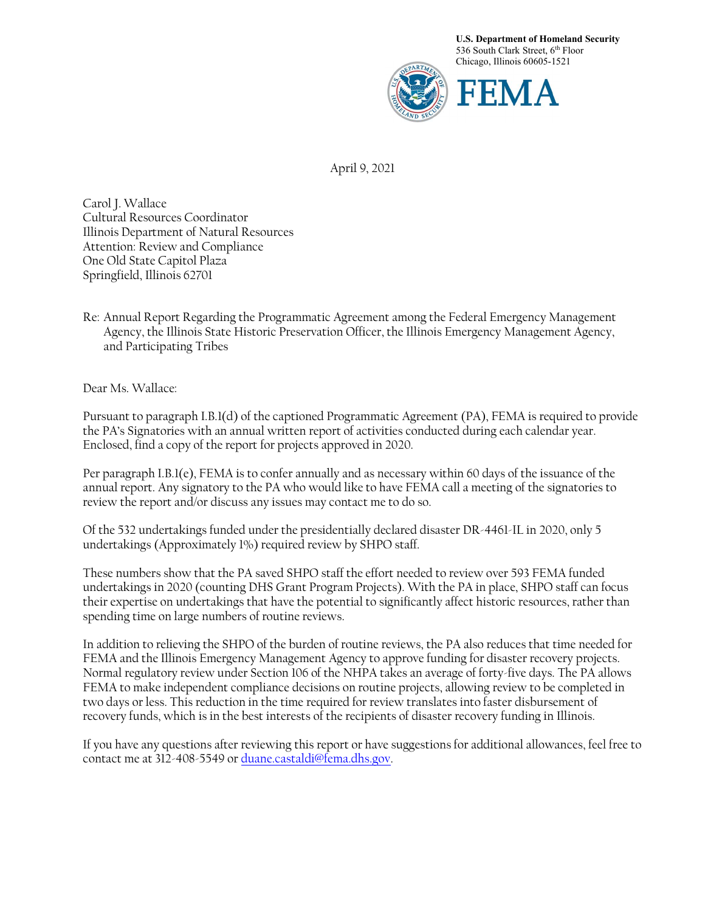**U.S. Department of Homeland Security**
536 South Clark Street, 6th Floor
Chicago, Illinois 60605-1521

**FEMA**

April 9, 2021

Carol J. Wallace
Cultural Resources Coordinator
Illinois Department of Natural Resources
Attention: Review and Compliance
One Old State Capitol Plaza
Springfield, Illinois 62701

Re: Annual Report Regarding the Programmatic Agreement among the Federal Emergency Management Agency, the Illinois State Historic Preservation Officer, the Illinois Emergency Management Agency, and Participating Tribes

Dear Ms. Wallace:

Pursuant to paragraph I.B.1(d) of the captioned Programmatic Agreement (PA), FEMA is required to provide the PA's Signatories with an annual written report of activities conducted during each calendar year. Enclosed, find a copy of the report for projects approved in 2020.

Per paragraph I.B.1(e), FEMA is to confer annually and as necessary within 60 days of the issuance of the annual report. Any signatory to the PA who would like to have FEMA call a meeting of the signatories to review the report and/or discuss any issues may contact me to do so.

Of the 532 undertakings funded under the presidentially declared disaster DR-4461-IL in 2020, only 5 undertakings (Approximately 1%) required review by SHPO staff.

These numbers show that the PA saved SHPO staff the effort needed to review over 593 FEMA funded undertakings in 2020 (counting DHS Grant Program Projects). With the PA in place, SHPO staff can focus their expertise on undertakings that have the potential to significantly affect historic resources, rather than spending time on large numbers of routine reviews.

In addition to relieving the SHPO of the burden of routine reviews, the PA also reduces that time needed for FEMA and the Illinois Emergency Management Agency to approve funding for disaster recovery projects. Normal regulatory review under Section 106 of the NHPA takes an average of forty-five days. The PA allows FEMA to make independent compliance decisions on routine projects, allowing review to be completed in two days or less. This reduction in the time required for review translates into faster disbursement of recovery funds, which is in the best interests of the recipients of disaster recovery funding in Illinois.

If you have any questions after reviewing this report or have suggestions for additional allowances, feel free to contact me at 312-408-5549 or duane.castaldi@fema.dhs.gov.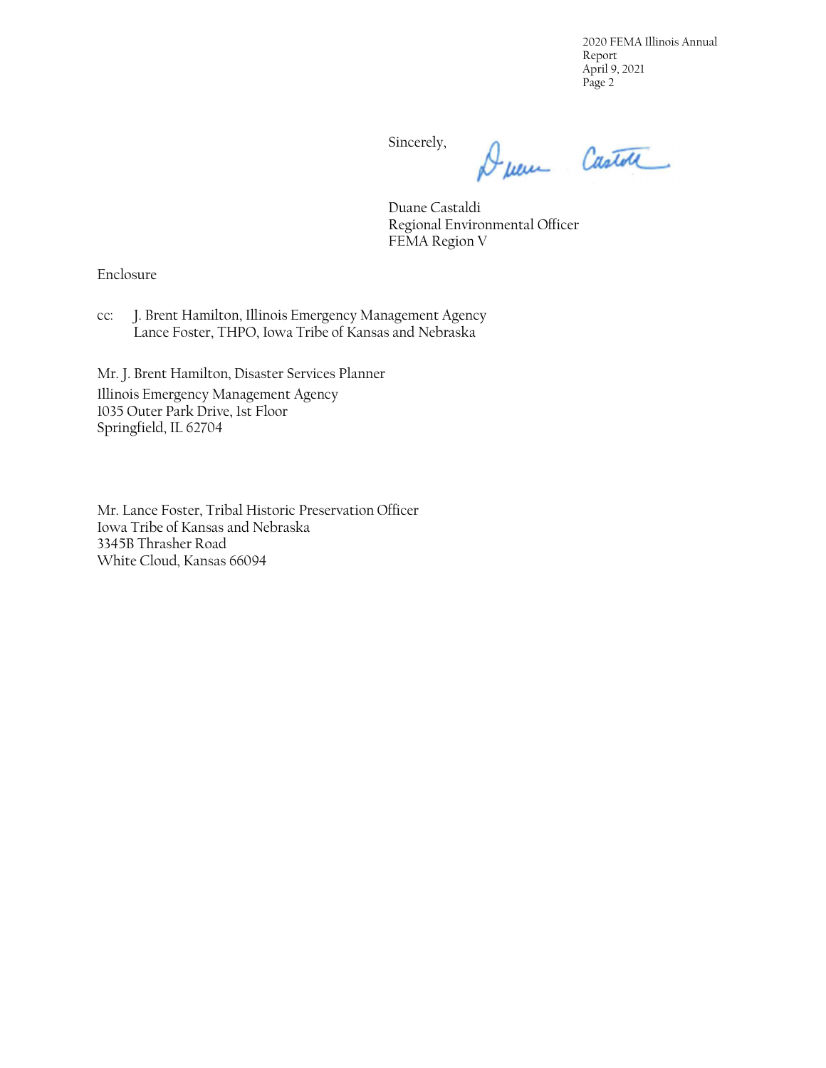Sincerely,

Duane Castaldi
Regional Environmental Officer
FEMA Region V

Enclosure

cc: J. Brent Hamilton, Illinois Emergency Management Agency
Lance Foster, THPO, Iowa Tribe of Kansas and Nebraska

Mr. J. Brent Hamilton, Disaster Services Planner
Illinois Emergency Management Agency
1035 Outer Park Drive, 1st Floor
Springfield, IL 62704

Mr. Lance Foster, Tribal Historic Preservation Officer
Iowa Tribe of Kansas and Nebraska
3345B Thrasher Road
White Cloud, Kansas 66094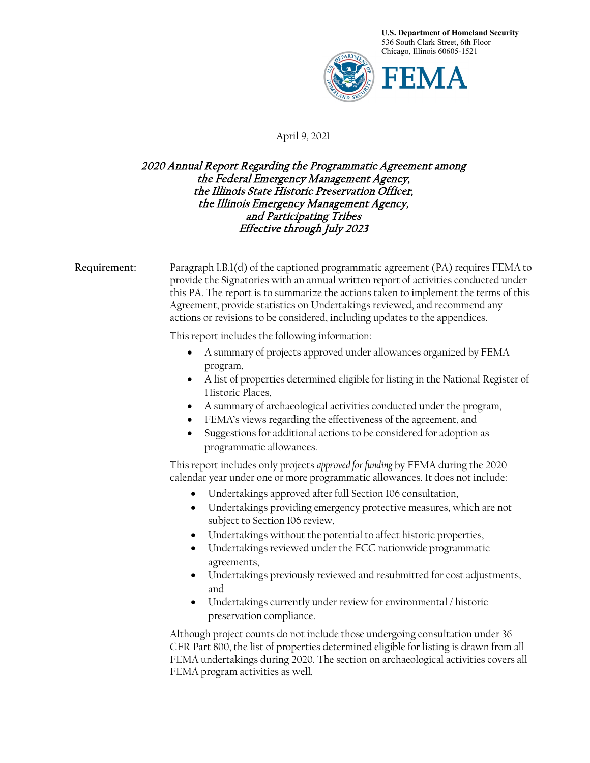U.S. Department of Homeland Security
536 South Clark Street, 6th Floor
Chicago, Illinois 60605-1521

FEMA

April 9, 2021

***2020 Annual Report Regarding the Programmatic Agreement among the Federal Emergency Management Agency, the Illinois State Historic Preservation Officer, the Illinois Emergency Management Agency, and Participating Tribes Effective through July 2023***

---

**Requirement:**

Paragraph I.B.1(d) of the captioned programmatic agreement (PA) requires FEMA to provide the Signatories with an annual written report of activities conducted under this PA. The report is to summarize the actions taken to implement the terms of this Agreement, provide statistics on Undertakings reviewed, and recommend any actions or revisions to be considered, including updates to the appendices.

This report includes the following information:

- A summary of projects approved under allowances organized by FEMA program,
- A list of properties determined eligible for listing in the National Register of Historic Places,
- A summary of archaeological activities conducted under the program,
- FEMA's views regarding the effectiveness of the agreement, and
- Suggestions for additional actions to be considered for adoption as programmatic allowances.

This report includes only projects *approved for funding* by FEMA during the 2020 calendar year under one or more programmatic allowances. It does not include:

- Undertakings approved after full Section 106 consultation,
- Undertakings providing emergency protective measures, which are not subject to Section 106 review,
- Undertakings without the potential to affect historic properties,
- Undertakings reviewed under the FCC nationwide programmatic agreements,
- Undertakings previously reviewed and resubmitted for cost adjustments, and
- Undertakings currently under review for environmental / historic preservation compliance.

Although project counts do not include those undergoing consultation under 36 CFR Part 800, the list of properties determined eligible for listing is drawn from all FEMA undertakings during 2020. The section on archaeological activities covers all FEMA program activities as well.

---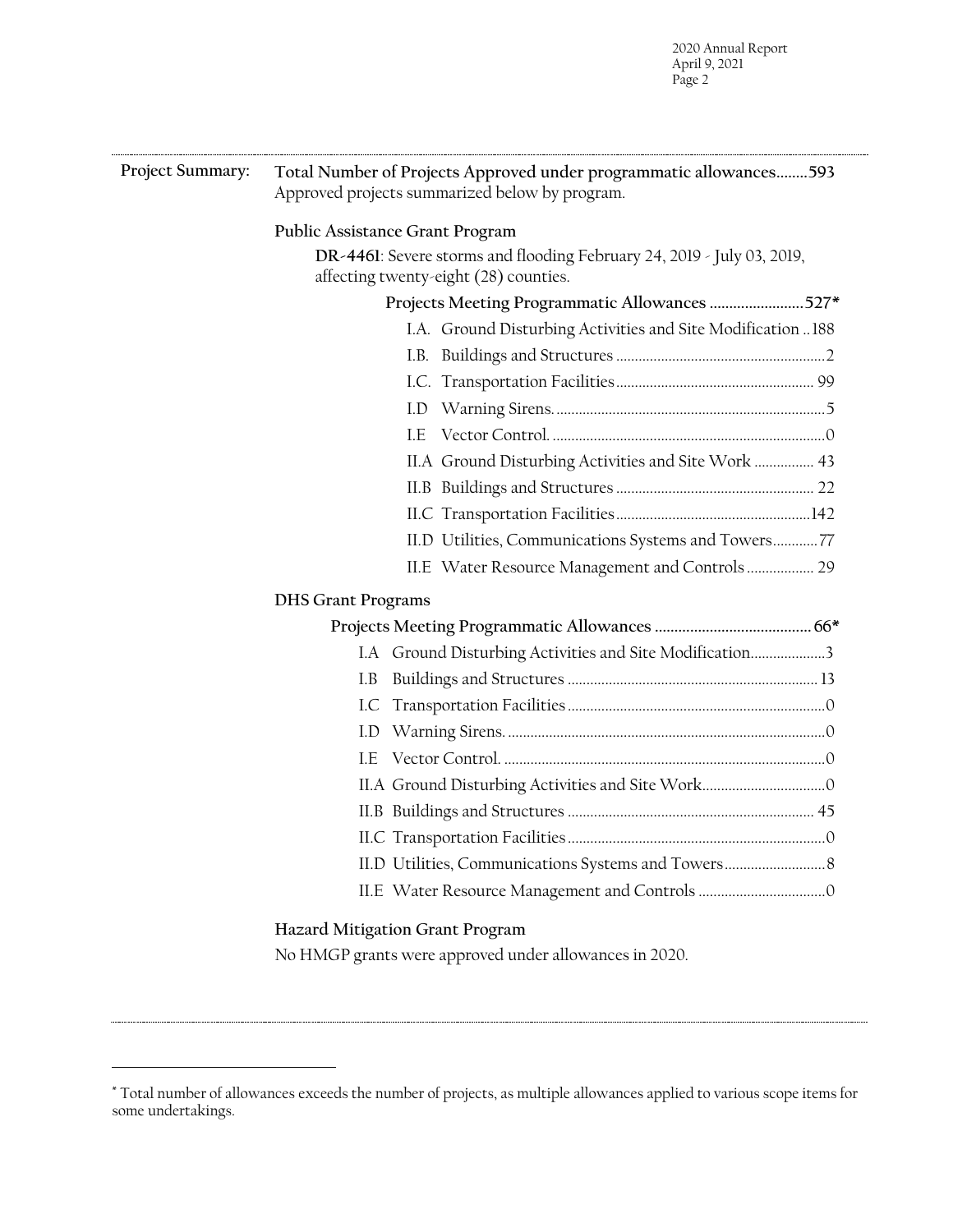**Project Summary:**

**Total Number of Projects Approved under programmatic allowances........593**

Approved projects summarized below by program.

**Public Assistance Grant Program**

**DR-4461**: Severe storms and flooding February 24, 2019 - July 03, 2019, affecting twenty-eight (28) counties.

**Projects Meeting Programmatic Allowances ........................527***

- I.A. Ground Disturbing Activities and Site Modification ..188
- I.B. Buildings and Structures ........................................................2
- I.C. Transportation Facilities..................................................... 99
- I.D Warning Sirens. .........................................................................5
- I.E Vector Control. ..........................................................................0
- II.A Ground Disturbing Activities and Site Work ................ 43
- II.B Buildings and Structures ..................................................... 22
- II.C Transportation Facilities....................................................142
- II.D Utilities, Communications Systems and Towers............77
- II.E Water Resource Management and Controls .................. 29

**DHS Grant Programs**

**Projects Meeting Programmatic Allowances ....................................... 66***

- I.A Ground Disturbing Activities and Site Modification....................3
- I.B Buildings and Structures .................................................................. 13
- I.C Transportation Facilities.....................................................................0
- I.D Warning Sirens. .....................................................................................0
- I.E Vector Control. ......................................................................................0
- II.A Ground Disturbing Activities and Site Work.................................0
- II.B Buildings and Structures .................................................................. 45
- II.C Transportation Facilities.....................................................................0
- II.D Utilities, Communications Systems and Towers...........................8
- II.E Water Resource Management and Controls ..................................0

**Hazard Mitigation Grant Program**

No HMGP grants were approved under allowances in 2020.

---

* Total number of allowances exceeds the number of projects, as multiple allowances applied to various scope items for some undertakings.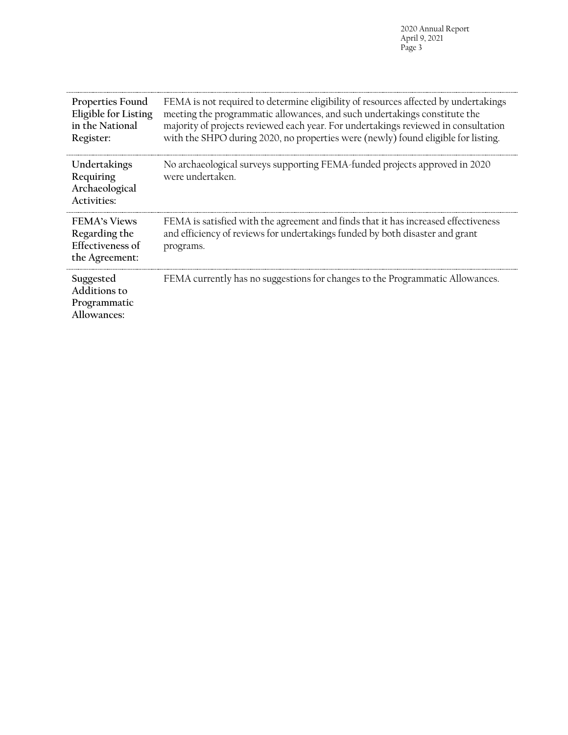| | |
|---|---|
| **Properties Found Eligible for Listing in the National Register:** | FEMA is not required to determine eligibility of resources affected by undertakings meeting the programmatic allowances, and such undertakings constitute the majority of projects reviewed each year. For undertakings reviewed in consultation with the SHPO during 2020, no properties were (newly) found eligible for listing. |
| **Undertakings Requiring Archaeological Activities:** | No archaeological surveys supporting FEMA-funded projects approved in 2020 were undertaken. |
| **FEMA's Views Regarding the Effectiveness of the Agreement:** | FEMA is satisfied with the agreement and finds that it has increased effectiveness and efficiency of reviews for undertakings funded by both disaster and grant programs. |
| **Suggested Additions to Programmatic Allowances:** | FEMA currently has no suggestions for changes to the Programmatic Allowances. |